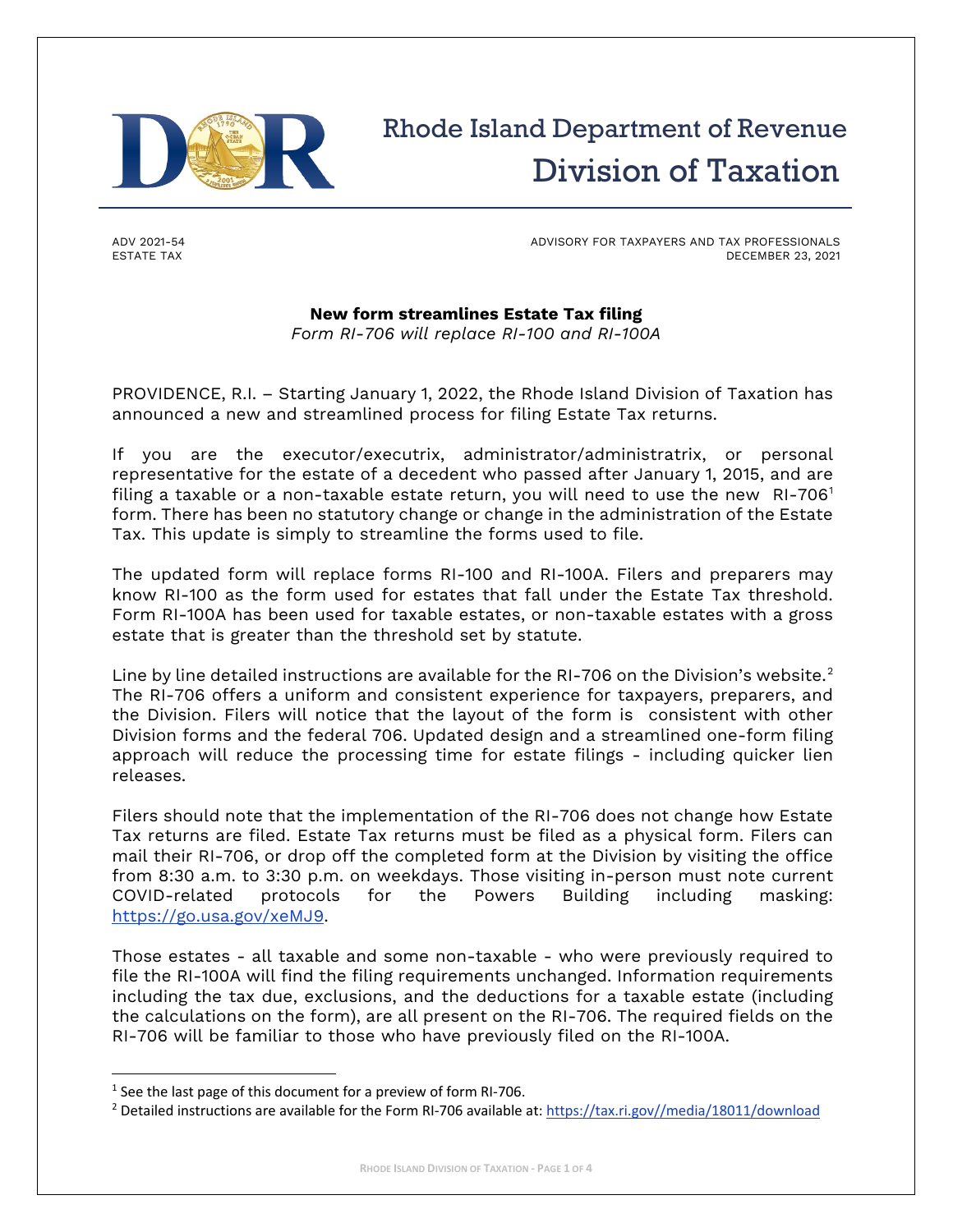Rhode Island Department of Revenue
Division of Taxation

ADV 2021-54
ESTATE TAX

ADVISORY FOR TAXPAYERS AND TAX PROFESSIONALS
DECEMBER 23, 2021

## New form streamlines Estate Tax filing

*Form RI-706 will replace RI-100 and RI-100A*

PROVIDENCE, R.I. – Starting January 1, 2022, the Rhode Island Division of Taxation has announced a new and streamlined process for filing Estate Tax returns.

If you are the executor/executrix, administrator/administratrix, or personal representative for the estate of a decedent who passed after January 1, 2015, and are filing a taxable or a non-taxable estate return, you will need to use the new RI-706[1] form. There has been no statutory change or change in the administration of the Estate Tax. This update is simply to streamline the forms used to file.

The updated form will replace forms RI-100 and RI-100A. Filers and preparers may know RI-100 as the form used for estates that fall under the Estate Tax threshold. Form RI-100A has been used for taxable estates, or non-taxable estates with a gross estate that is greater than the threshold set by statute.

Line by line detailed instructions are available for the RI-706 on the Division's website.[2] The RI-706 offers a uniform and consistent experience for taxpayers, preparers, and the Division. Filers will notice that the layout of the form is consistent with other Division forms and the federal 706. Updated design and a streamlined one-form filing approach will reduce the processing time for estate filings - including quicker lien releases.

Filers should note that the implementation of the RI-706 does not change how Estate Tax returns are filed. Estate Tax returns must be filed as a physical form. Filers can mail their RI-706, or drop off the completed form at the Division by visiting the office from 8:30 a.m. to 3:30 p.m. on weekdays. Those visiting in-person must note current COVID-related protocols for the Powers Building including masking: https://go.usa.gov/xeMJ9.

Those estates - all taxable and some non-taxable - who were previously required to file the RI-100A will find the filing requirements unchanged. Information requirements including the tax due, exclusions, and the deductions for a taxable estate (including the calculations on the form), are all present on the RI-706. The required fields on the RI-706 will be familiar to those who have previously filed on the RI-100A.

---

[1] See the last page of this document for a preview of form RI-706.

[2] Detailed instructions are available for the Form RI-706 available at: https://tax.ri.gov//media/18011/download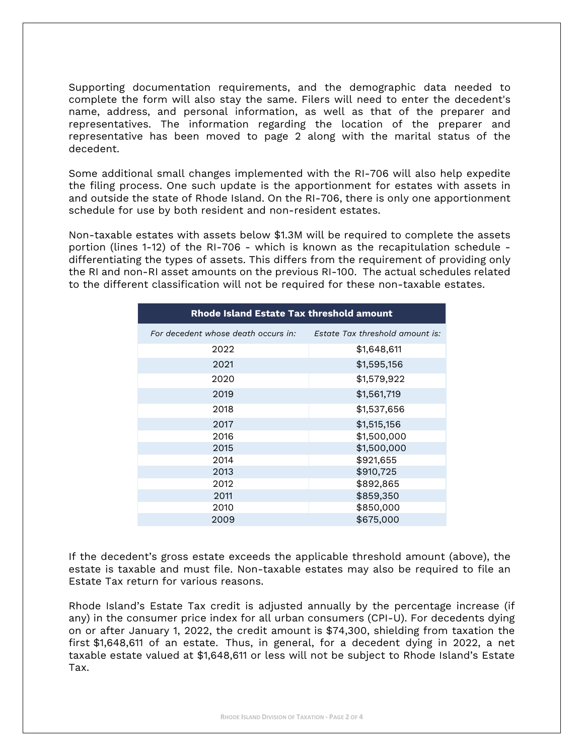Supporting documentation requirements, and the demographic data needed to complete the form will also stay the same. Filers will need to enter the decedent's name, address, and personal information, as well as that of the preparer and representatives. The information regarding the location of the preparer and representative has been moved to page 2 along with the marital status of the decedent.

Some additional small changes implemented with the RI-706 will also help expedite the filing process. One such update is the apportionment for estates with assets in and outside the state of Rhode Island. On the RI-706, there is only one apportionment schedule for use by both resident and non-resident estates.

Non-taxable estates with assets below $1.3M will be required to complete the assets portion (lines 1-12) of the RI-706 - which is known as the recapitulation schedule - differentiating the types of assets. This differs from the requirement of providing only the RI and non-RI asset amounts on the previous RI-100. The actual schedules related to the different classification will not be required for these non-taxable estates.

| **Rhode Island Estate Tax threshold amount** | |
|---|---|
| *For decedent whose death occurs in:* | *Estate Tax threshold amount is:* |
| 2022 | $1,648,611 |
| 2021 | $1,595,156 |
| 2020 | $1,579,922 |
| 2019 | $1,561,719 |
| 2018 | $1,537,656 |
| 2017 | $1,515,156 |
| 2016 | $1,500,000 |
| 2015 | $1,500,000 |
| 2014 | $921,655 |
| 2013 | $910,725 |
| 2012 | $892,865 |
| 2011 | $859,350 |
| 2010 | $850,000 |
| 2009 | $675,000 |

If the decedent's gross estate exceeds the applicable threshold amount (above), the estate is taxable and must file. Non-taxable estates may also be required to file an Estate Tax return for various reasons.

Rhode Island's Estate Tax credit is adjusted annually by the percentage increase (if any) in the consumer price index for all urban consumers (CPI-U). For decedents dying on or after January 1, 2022, the credit amount is $74,300, shielding from taxation the first $1,648,611 of an estate. Thus, in general, for a decedent dying in 2022, a net taxable estate valued at $1,648,611 or less will not be subject to Rhode Island's Estate Tax.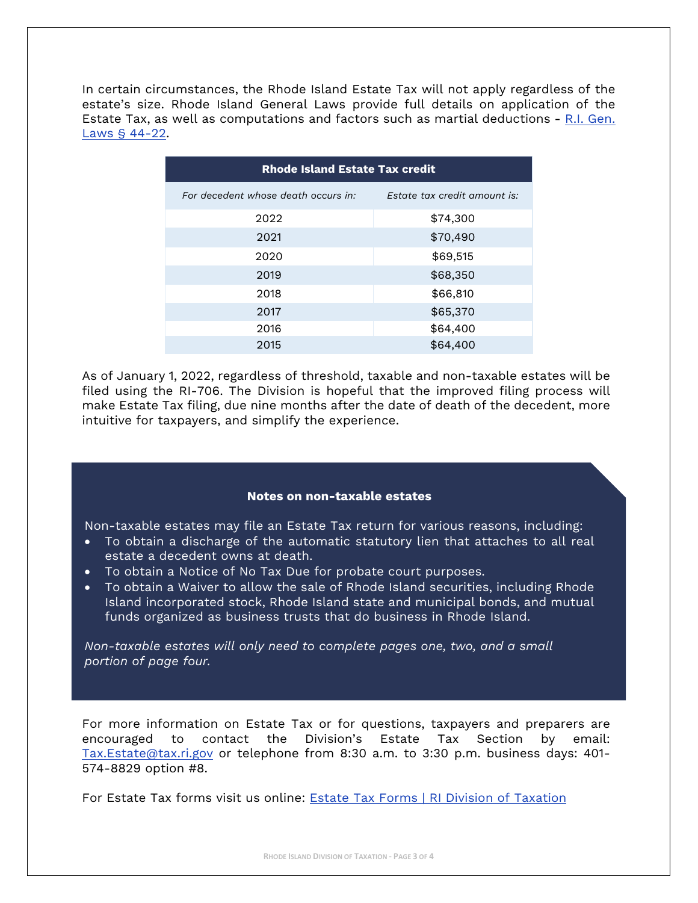In certain circumstances, the Rhode Island Estate Tax will not apply regardless of the estate's size. Rhode Island General Laws provide full details on application of the Estate Tax, as well as computations and factors such as martial deductions - [R.I. Gen. Laws § 44-22](#).

| Rhode Island Estate Tax credit | |
|---|---|
| *For decedent whose death occurs in:* | *Estate tax credit amount is:* |
| 2022 | $74,300 |
| 2021 | $70,490 |
| 2020 | $69,515 |
| 2019 | $68,350 |
| 2018 | $66,810 |
| 2017 | $65,370 |
| 2016 | $64,400 |
| 2015 | $64,400 |

As of January 1, 2022, regardless of threshold, taxable and non-taxable estates will be filed using the RI-706. The Division is hopeful that the improved filing process will make Estate Tax filing, due nine months after the date of death of the decedent, more intuitive for taxpayers, and simplify the experience.

**Notes on non-taxable estates**

Non-taxable estates may file an Estate Tax return for various reasons, including:

- To obtain a discharge of the automatic statutory lien that attaches to all real estate a decedent owns at death.
- To obtain a Notice of No Tax Due for probate court purposes.
- To obtain a Waiver to allow the sale of Rhode Island securities, including Rhode Island incorporated stock, Rhode Island state and municipal bonds, and mutual funds organized as business trusts that do business in Rhode Island.

*Non-taxable estates will only need to complete pages one, two, and a small portion of page four.*

For more information on Estate Tax or for questions, taxpayers and preparers are encouraged to contact the Division's Estate Tax Section by email: Tax.Estate@tax.ri.gov or telephone from 8:30 a.m. to 3:30 p.m. business days: 401-574-8829 option #8.

For Estate Tax forms visit us online: [Estate Tax Forms | RI Division of Taxation](#)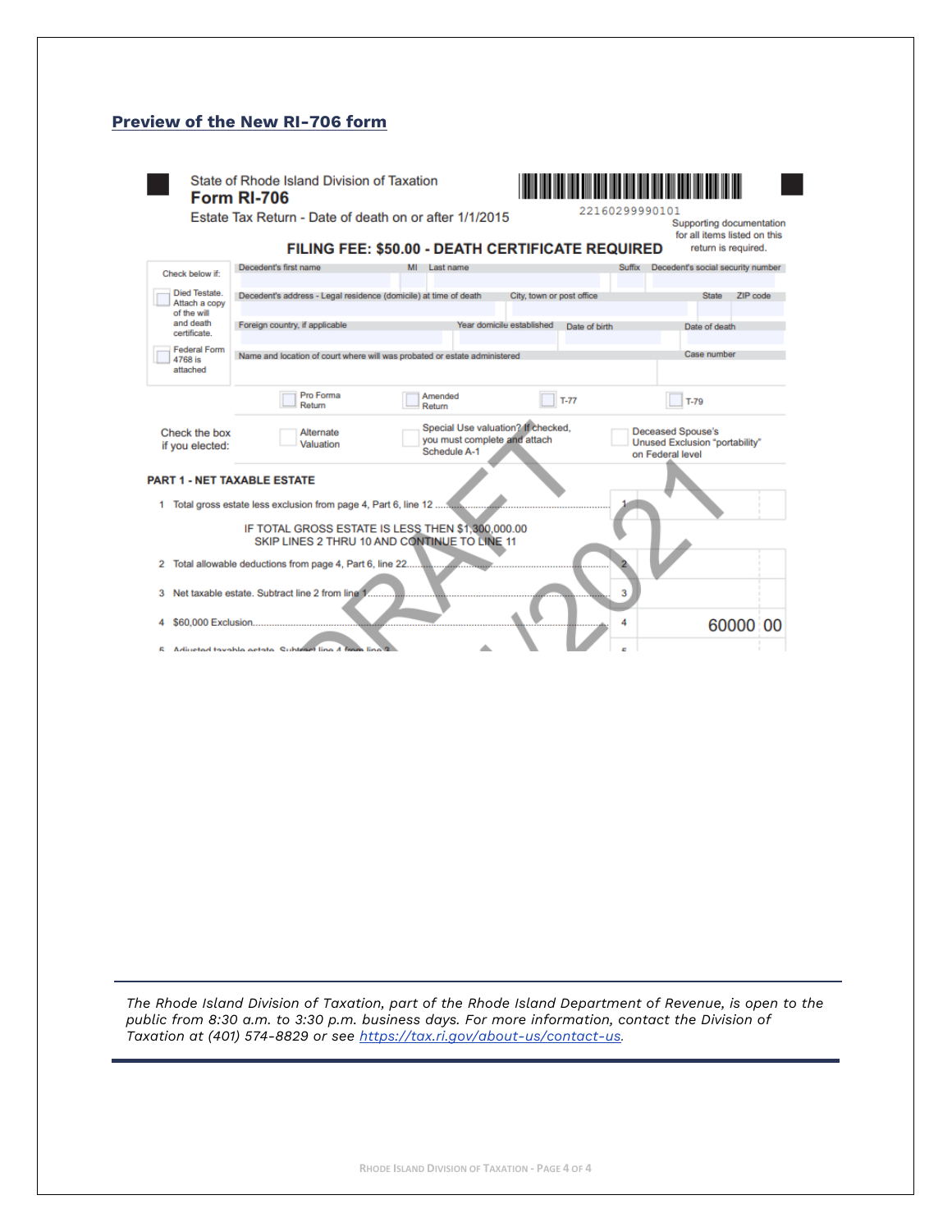## Preview of the New RI-706 form

State of Rhode Island Division of Taxation

**Form RI-706**

Estate Tax Return - Date of death on or after 1/1/2015

22160299990101

Supporting documentation for all items listed on this return is required.

**FILING FEE: $50.00 - DEATH CERTIFICATE REQUIRED**

Check below if:

- Died Testate. Attach a copy of the will and death certificate.
- Federal Form 4768 is attached

| | | | | |
|---|---|---|---|---|
| Decedent's first name | MI | Last name | Suffix | Decedent's social security number |
| Decedent's address - Legal residence (domicile) at time of death | City, town or post office | | State | ZIP code |
| Foreign country, if applicable | Year domicile established | Date of birth | Date of death | |
| Name and location of court where will was probated or estate administered | | | Case number | |

☐ Pro Forma Return ☐ Amended Return ☐ T-77 ☐ T-79

Check the box if you elected:

☐ Alternate Valuation ☐ Special Use valuation? If checked, you must complete and attach Schedule A-1 ☐ Deceased Spouse's Unused Exclusion "portability" on Federal level

**PART 1 - NET TAXABLE ESTATE**

| | | | |
|---|---|---|---|
| 1 | Total gross estate less exclusion from page 4, Part 6, line 12 | 1 | |
| | IF TOTAL GROSS ESTATE IS LESS THEN $1,300,000.00 SKIP LINES 2 THRU 10 AND CONTINUE TO LINE 11 | | |
| 2 | Total allowable deductions from page 4, Part 6, line 22 | 2 | |
| 3 | Net taxable estate. Subtract line 2 from line 1 | 3 | |
| 4 | $60,000 Exclusion | 4 | 60000 00 |
| 5 | Adjusted taxable estate. Subtract line 4 from line 3 | 5 | |

*The Rhode Island Division of Taxation, part of the Rhode Island Department of Revenue, is open to the public from 8:30 a.m. to 3:30 p.m. business days. For more information, contact the Division of Taxation at (401) 574-8829 or see [https://tax.ri.gov/about-us/contact-us](https://tax.ri.gov/about-us/contact-us).*